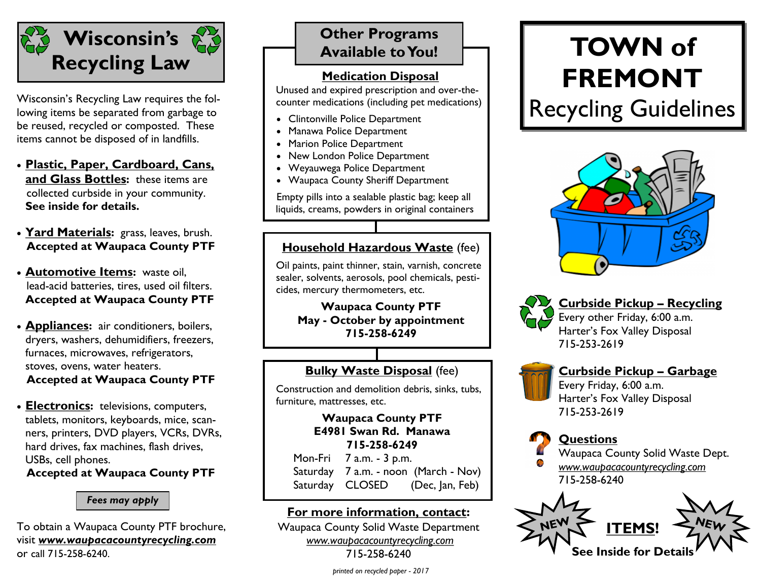# Wisconsin's Recycling Law

Wisconsin's Recycling Law requires the following items be separated from garbage to be reused, recycled or composted. These items cannot be disposed of in landfills.

- **Plastic, Paper, Cardboard, Cans, and Glass Bottles:** these items are collected curbside in your community. **See inside for details.**
- **Yard Materials:** grass, leaves, brush. **Accepted at Waupaca County PTF**
- **Automotive Items:** waste oil, lead-acid batteries, tires, used oil filters. **Accepted at Waupaca County PTF**
- **Appliances:** air conditioners, boilers, dryers, washers, dehumidifiers, freezers, furnaces, microwaves, refrigerators, stoves, ovens, water heaters. **Accepted at Waupaca County PTF**
- **Electronics:** televisions, computers, tablets, monitors, keyboards, mice, scanners, printers, DVD players, VCRs, DVRs, hard drives, fax machines, flash drives, USBs, cell phones. **Accepted at Waupaca County PTF**

***Fees may apply***

To obtain a Waupaca County PTF brochure, visit ***www.waupacacountyrecycling.com*** or call 715-258-6240.

## Other Programs Available to You!

### Medication Disposal

Unused and expired prescription and over-the-counter medications (including pet medications)

- Clintonville Police Department
- Manawa Police Department
- Marion Police Department
- New London Police Department
- Weyauwega Police Department
- Waupaca County Sheriff Department

Empty pills into a sealable plastic bag; keep all liquids, creams, powders in original containers

### Household Hazardous Waste (fee)

Oil paints, paint thinner, stain, varnish, concrete sealer, solvents, aerosols, pool chemicals, pesticides, mercury thermometers, etc.

**Waupaca County PTF**
**May - October by appointment**
**715-258-6249**

### Bulky Waste Disposal (fee)

Construction and demolition debris, sinks, tubs, furniture, mattresses, etc.

**Waupaca County PTF**
**E4981 Swan Rd. Manawa**
**715-258-6249**

| | | |
|---|---|---|
| Mon-Fri | 7 a.m. - 3 p.m. | |
| Saturday | 7 a.m. - noon | (March - Nov) |
| Saturday | CLOSED | (Dec, Jan, Feb) |

**For more information, contact:**

Waupaca County Solid Waste Department
*www.waupacacountyrecycling.com*
715-258-6240

*printed on recycled paper - 2017*

# TOWN of FREMONT
## Recycling Guidelines

### Curbside Pickup – Recycling

Every other Friday, 6:00 a.m.
Harter's Fox Valley Disposal
715-253-2619

### Curbside Pickup – Garbage

Every Friday, 6:00 a.m.
Harter's Fox Valley Disposal
715-253-2619

### Questions

Waupaca County Solid Waste Dept.
*www.waupacacountyrecycling.com*
715-258-6240

NEW **ITEMS!** NEW
**See Inside for Details**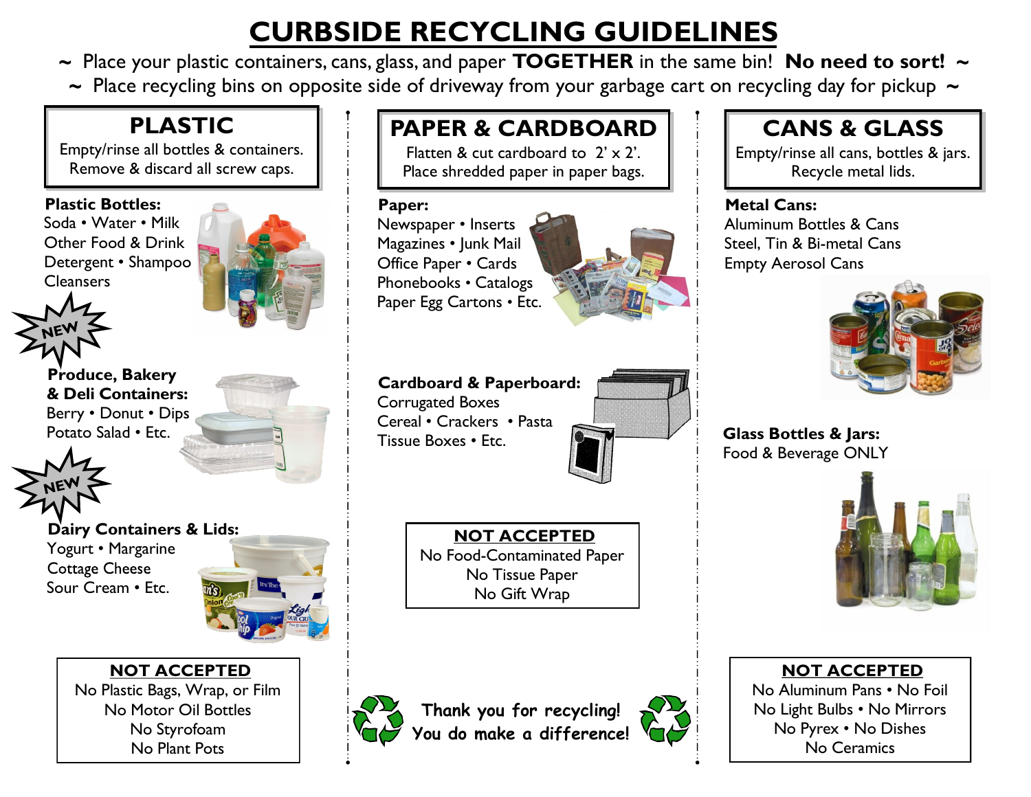# CURBSIDE RECYCLING GUIDELINES

~ Place your plastic containers, cans, glass, and paper **TOGETHER** in the same bin! **No need to sort!** ~

~ Place recycling bins on opposite side of driveway from your garbage cart on recycling day for pickup ~

## PLASTIC

Empty/rinse all bottles & containers.
Remove & discard all screw caps.

**Plastic Bottles:**
Soda • Water • Milk
Other Food & Drink
Detergent • Shampoo
Cleansers

NEW

**Produce, Bakery & Deli Containers:**
Berry • Donut • Dips
Potato Salad • Etc.

NEW

**Dairy Containers & Lids:**
Yogurt • Margarine
Cottage Cheese
Sour Cream • Etc.

**NOT ACCEPTED**
No Plastic Bags, Wrap, or Film
No Motor Oil Bottles
No Styrofoam
No Plant Pots

## PAPER & CARDBOARD

Flatten & cut cardboard to 2' x 2'.
Place shredded paper in paper bags.

**Paper:**
Newspaper • Inserts
Magazines • Junk Mail
Office Paper • Cards
Phonebooks • Catalogs
Paper Egg Cartons • Etc.

**Cardboard & Paperboard:**
Corrugated Boxes
Cereal • Crackers • Pasta
Tissue Boxes • Etc.

**NOT ACCEPTED**
No Food-Contaminated Paper
No Tissue Paper
No Gift Wrap

**Thank you for recycling!**
**You do make a difference!**

## CANS & GLASS

Empty/rinse all cans, bottles & jars.
Recycle metal lids.

**Metal Cans:**
Aluminum Bottles & Cans
Steel, Tin & Bi-metal Cans
Empty Aerosol Cans

**Glass Bottles & Jars:**
Food & Beverage ONLY

**NOT ACCEPTED**
No Aluminum Pans • No Foil
No Light Bulbs • No Mirrors
No Pyrex • No Dishes
No Ceramics